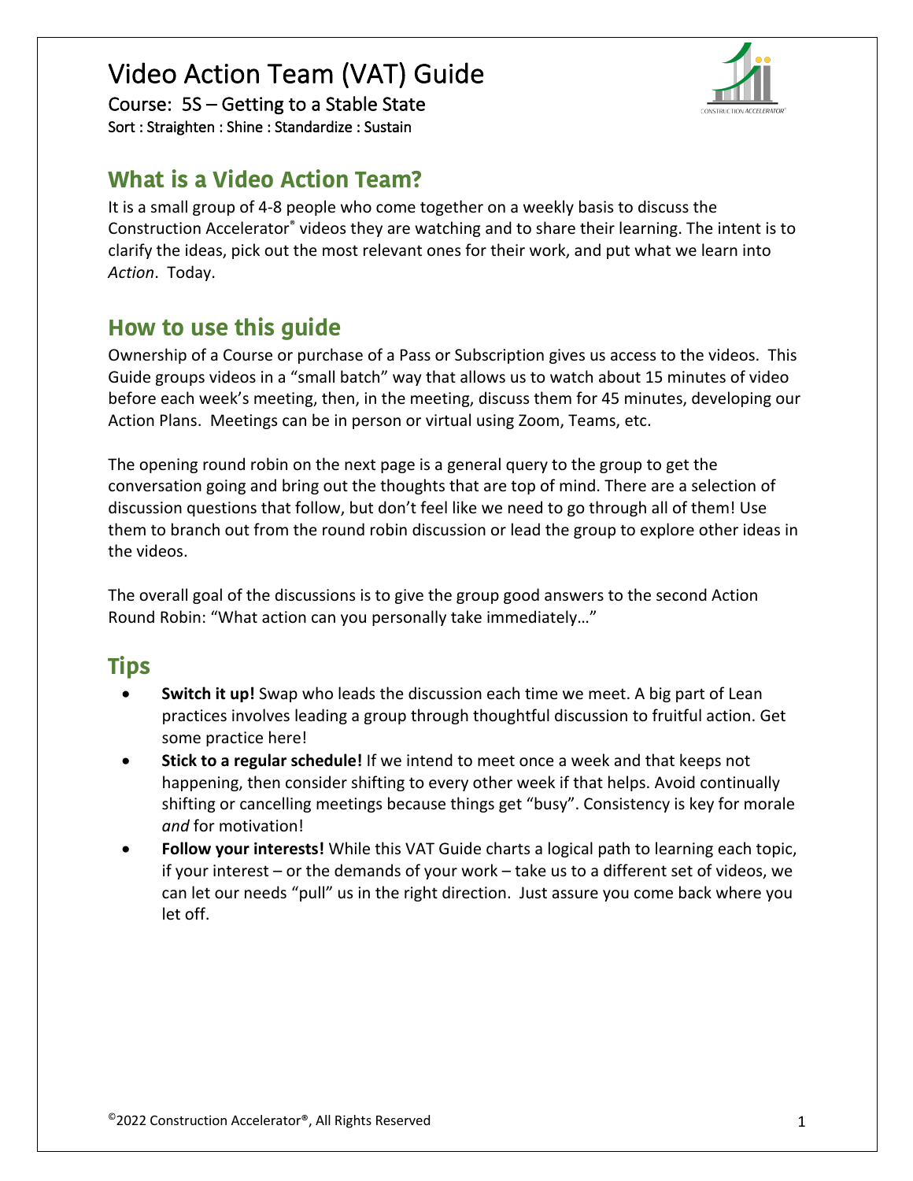# Video Action Team (VAT) Guide

Course: 5S – Getting to a Stable State

Sort : Straighten : Shine : Standardize : Sustain

## What is a Video Action Team?

It is a small group of 4-8 people who come together on a weekly basis to discuss the Construction Accelerator® videos they are watching and to share their learning. The intent is to clarify the ideas, pick out the most relevant ones for their work, and put what we learn into *Action*. Today.

## How to use this guide

Ownership of a Course or purchase of a Pass or Subscription gives us access to the videos. This Guide groups videos in a "small batch" way that allows us to watch about 15 minutes of video before each week's meeting, then, in the meeting, discuss them for 45 minutes, developing our Action Plans. Meetings can be in person or virtual using Zoom, Teams, etc.

The opening round robin on the next page is a general query to the group to get the conversation going and bring out the thoughts that are top of mind. There are a selection of discussion questions that follow, but don't feel like we need to go through all of them! Use them to branch out from the round robin discussion or lead the group to explore other ideas in the videos.

The overall goal of the discussions is to give the group good answers to the second Action Round Robin: "What action can you personally take immediately…"

## Tips

- **Switch it up!** Swap who leads the discussion each time we meet. A big part of Lean practices involves leading a group through thoughtful discussion to fruitful action. Get some practice here!
- **Stick to a regular schedule!** If we intend to meet once a week and that keeps not happening, then consider shifting to every other week if that helps. Avoid continually shifting or cancelling meetings because things get "busy". Consistency is key for morale *and* for motivation!
- **Follow your interests!** While this VAT Guide charts a logical path to learning each topic, if your interest – or the demands of your work – take us to a different set of videos, we can let our needs "pull" us in the right direction. Just assure you come back where you let off.

©2022 Construction Accelerator®, All Rights Reserved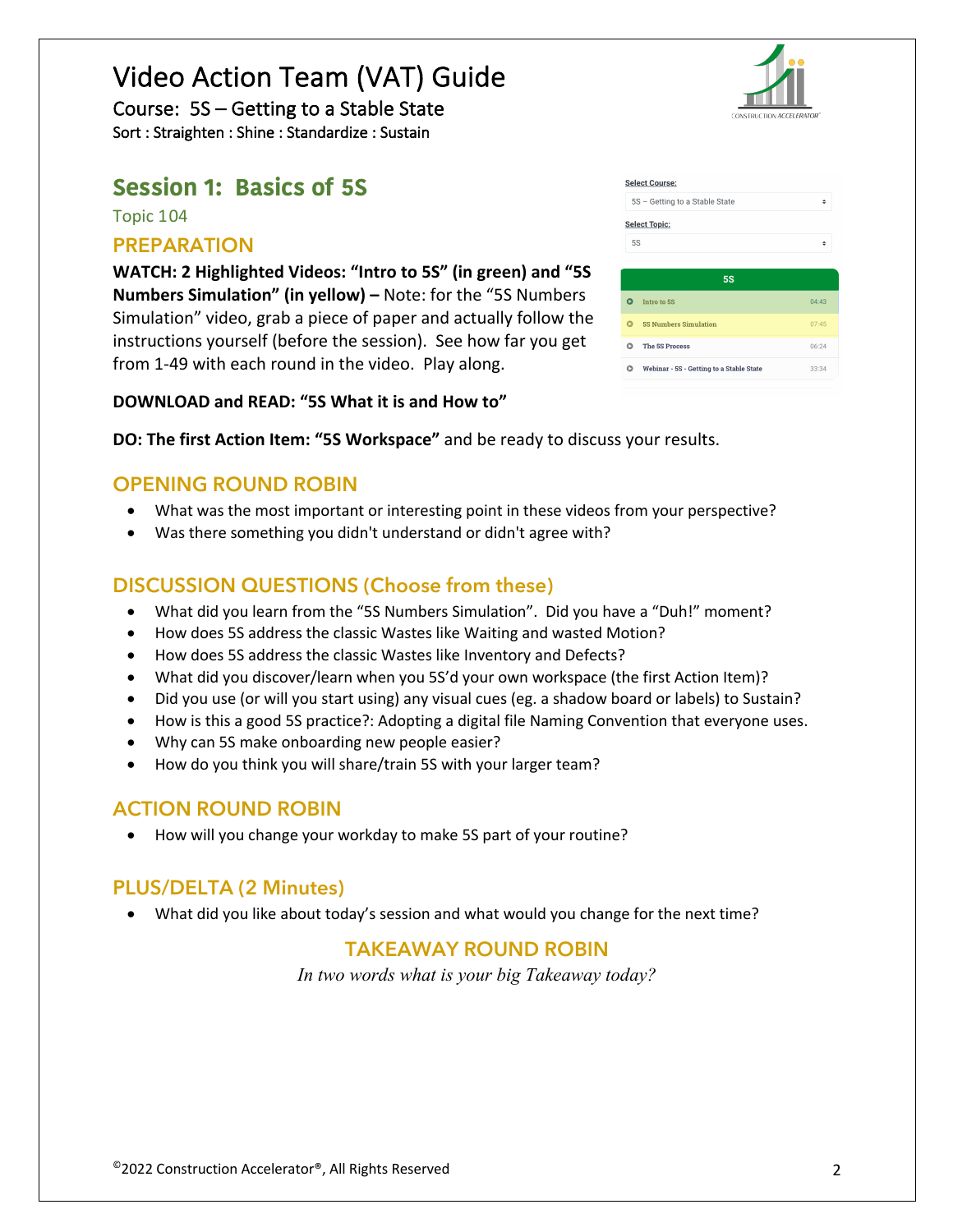# Video Action Team (VAT) Guide

Course: 5S – Getting to a Stable State

Sort : Straighten : Shine : Standardize : Sustain

## Session 1: Basics of 5S

Topic 104

### PREPARATION

**WATCH: 2 Highlighted Videos: "Intro to 5S" (in green) and "5S Numbers Simulation" (in yellow) –** Note: for the "5S Numbers Simulation" video, grab a piece of paper and actually follow the instructions yourself (before the session). See how far you get from 1-49 with each round in the video. Play along.

**Select Course:** 5S – Getting to a Stable State

**Select Topic:** 5S

| 5S | |
|---|---|
| Intro to 5S | 04:43 |
| 5S Numbers Simulation | 07:45 |
| The 5S Process | 06:24 |
| Webinar - 5S - Getting to a Stable State | 33:34 |

**DOWNLOAD and READ: "5S What it is and How to"**

**DO: The first Action Item: "5S Workspace"** and be ready to discuss your results.

### OPENING ROUND ROBIN

- What was the most important or interesting point in these videos from your perspective?
- Was there something you didn't understand or didn't agree with?

### DISCUSSION QUESTIONS (Choose from these)

- What did you learn from the "5S Numbers Simulation". Did you have a "Duh!" moment?
- How does 5S address the classic Wastes like Waiting and wasted Motion?
- How does 5S address the classic Wastes like Inventory and Defects?
- What did you discover/learn when you 5S'd your own workspace (the first Action Item)?
- Did you use (or will you start using) any visual cues (eg. a shadow board or labels) to Sustain?
- How is this a good 5S practice?: Adopting a digital file Naming Convention that everyone uses.
- Why can 5S make onboarding new people easier?
- How do you think you will share/train 5S with your larger team?

### ACTION ROUND ROBIN

- How will you change your workday to make 5S part of your routine?

### PLUS/DELTA (2 Minutes)

- What did you like about today's session and what would you change for the next time?

### TAKEAWAY ROUND ROBIN

*In two words what is your big Takeaway today?*

©2022 Construction Accelerator®, All Rights Reserved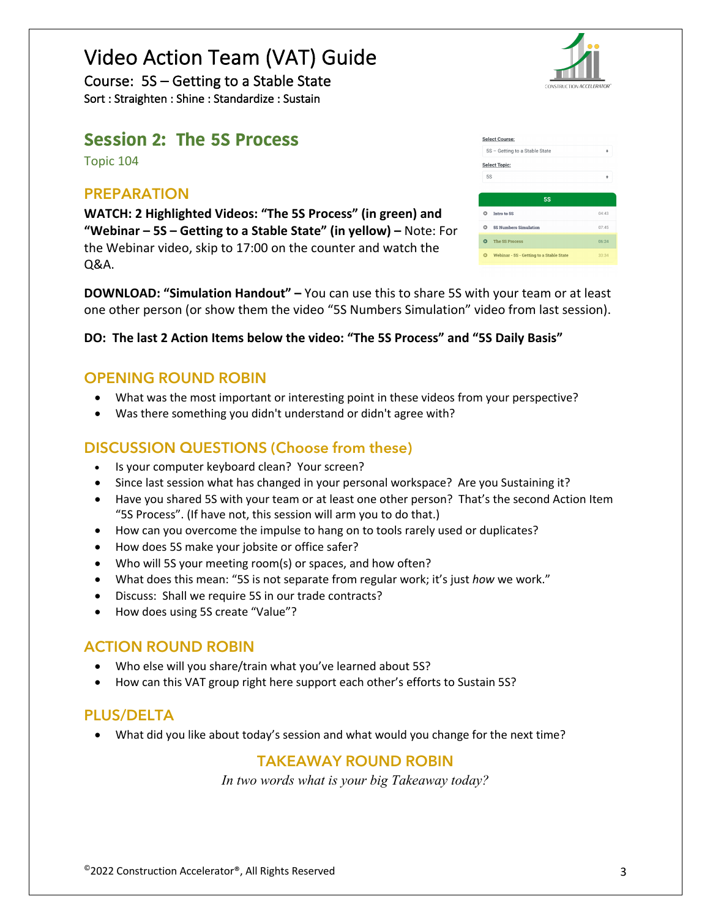# Video Action Team (VAT) Guide

Course: 5S – Getting to a Stable State

Sort : Straighten : Shine : Standardize : Sustain

## Session 2: The 5S Process

Topic 104

### PREPARATION

**WATCH: 2 Highlighted Videos: "The 5S Process" (in green) and "Webinar – 5S – Getting to a Stable State" (in yellow) –** Note: For the Webinar video, skip to 17:00 on the counter and watch the Q&A.

Select Course:

5S – Getting to a Stable State

Select Topic:

5S

| 5S | |
|---|---|
| Intro to 5S | 04:43 |
| 5S Numbers Simulation | 07:45 |
| The 5S Process | 06:24 |
| Webinar - 5S - Getting to a Stable State | 33:34 |

**DOWNLOAD: "Simulation Handout" –** You can use this to share 5S with your team or at least one other person (or show them the video "5S Numbers Simulation" video from last session).

**DO: The last 2 Action Items below the video: "The 5S Process" and "5S Daily Basis"**

### OPENING ROUND ROBIN

- What was the most important or interesting point in these videos from your perspective?
- Was there something you didn't understand or didn't agree with?

### DISCUSSION QUESTIONS (Choose from these)

- Is your computer keyboard clean? Your screen?
- Since last session what has changed in your personal workspace? Are you Sustaining it?
- Have you shared 5S with your team or at least one other person? That's the second Action Item "5S Process". (If have not, this session will arm you to do that.)
- How can you overcome the impulse to hang on to tools rarely used or duplicates?
- How does 5S make your jobsite or office safer?
- Who will 5S your meeting room(s) or spaces, and how often?
- What does this mean: "5S is not separate from regular work; it's just *how* we work."
- Discuss: Shall we require 5S in our trade contracts?
- How does using 5S create "Value"?

### ACTION ROUND ROBIN

- Who else will you share/train what you've learned about 5S?
- How can this VAT group right here support each other's efforts to Sustain 5S?

### PLUS/DELTA

- What did you like about today's session and what would you change for the next time?

### TAKEAWAY ROUND ROBIN

*In two words what is your big Takeaway today?*

©2022 Construction Accelerator®, All Rights Reserved